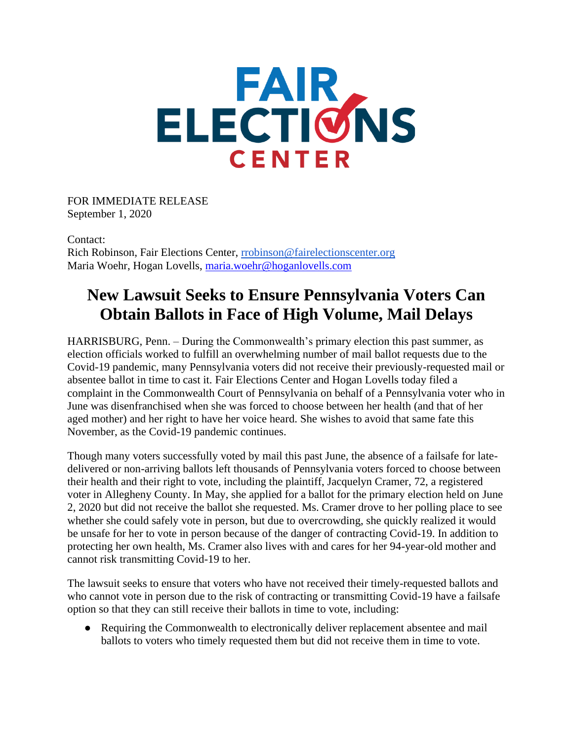FAIR ELECTIONS CENTER

FOR IMMEDIATE RELEASE
September 1, 2020

Contact:
Rich Robinson, Fair Elections Center, rrobinson@fairelectionscenter.org
Maria Woehr, Hogan Lovells, maria.woehr@hoganlovells.com

# New Lawsuit Seeks to Ensure Pennsylvania Voters Can Obtain Ballots in Face of High Volume, Mail Delays

HARRISBURG, Penn. – During the Commonwealth's primary election this past summer, as election officials worked to fulfill an overwhelming number of mail ballot requests due to the Covid-19 pandemic, many Pennsylvania voters did not receive their previously-requested mail or absentee ballot in time to cast it. Fair Elections Center and Hogan Lovells today filed a complaint in the Commonwealth Court of Pennsylvania on behalf of a Pennsylvania voter who in June was disenfranchised when she was forced to choose between her health (and that of her aged mother) and her right to have her voice heard. She wishes to avoid that same fate this November, as the Covid-19 pandemic continues.

Though many voters successfully voted by mail this past June, the absence of a failsafe for late-delivered or non-arriving ballots left thousands of Pennsylvania voters forced to choose between their health and their right to vote, including the plaintiff, Jacquelyn Cramer, 72, a registered voter in Allegheny County. In May, she applied for a ballot for the primary election held on June 2, 2020 but did not receive the ballot she requested. Ms. Cramer drove to her polling place to see whether she could safely vote in person, but due to overcrowding, she quickly realized it would be unsafe for her to vote in person because of the danger of contracting Covid-19. In addition to protecting her own health, Ms. Cramer also lives with and cares for her 94-year-old mother and cannot risk transmitting Covid-19 to her.

The lawsuit seeks to ensure that voters who have not received their timely-requested ballots and who cannot vote in person due to the risk of contracting or transmitting Covid-19 have a failsafe option so that they can still receive their ballots in time to vote, including:

- Requiring the Commonwealth to electronically deliver replacement absentee and mail ballots to voters who timely requested them but did not receive them in time to vote.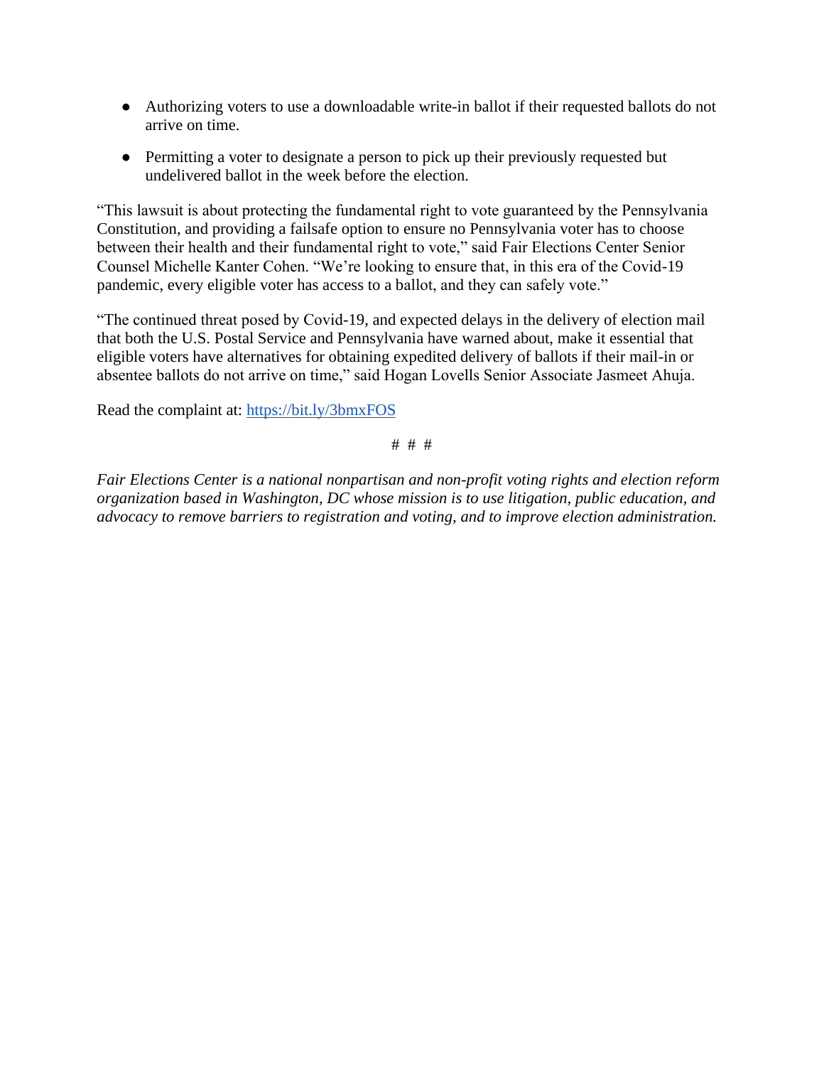- Authorizing voters to use a downloadable write-in ballot if their requested ballots do not arrive on time.
- Permitting a voter to designate a person to pick up their previously requested but undelivered ballot in the week before the election.

"This lawsuit is about protecting the fundamental right to vote guaranteed by the Pennsylvania Constitution, and providing a failsafe option to ensure no Pennsylvania voter has to choose between their health and their fundamental right to vote," said Fair Elections Center Senior Counsel Michelle Kanter Cohen. "We're looking to ensure that, in this era of the Covid-19 pandemic, every eligible voter has access to a ballot, and they can safely vote."

"The continued threat posed by Covid-19, and expected delays in the delivery of election mail that both the U.S. Postal Service and Pennsylvania have warned about, make it essential that eligible voters have alternatives for obtaining expedited delivery of ballots if their mail-in or absentee ballots do not arrive on time," said Hogan Lovells Senior Associate Jasmeet Ahuja.

Read the complaint at: [https://bit.ly/3bmxFOS](https://bit.ly/3bmxFOS)

# # #

*Fair Elections Center is a national nonpartisan and non-profit voting rights and election reform organization based in Washington, DC whose mission is to use litigation, public education, and advocacy to remove barriers to registration and voting, and to improve election administration.*